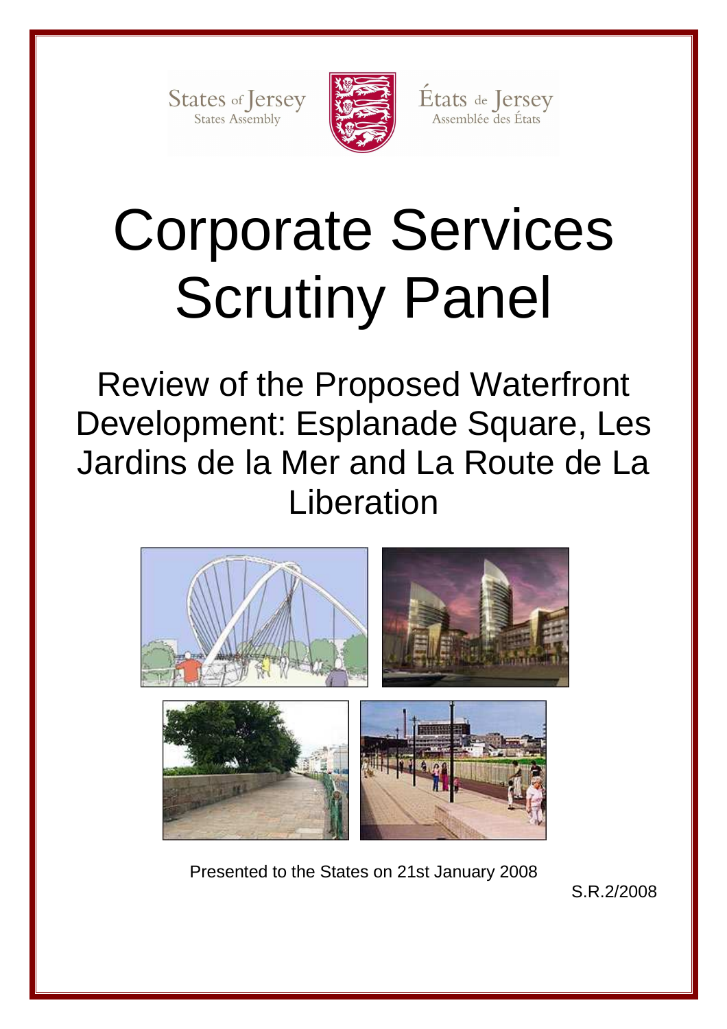States of Jersey
States Assembly

États de Jersey
Assemblée des États

# Corporate Services Scrutiny Panel

## Review of the Proposed Waterfront Development: Esplanade Square, Les Jardins de la Mer and La Route de La Liberation

Presented to the States on 21st January 2008

S.R.2/2008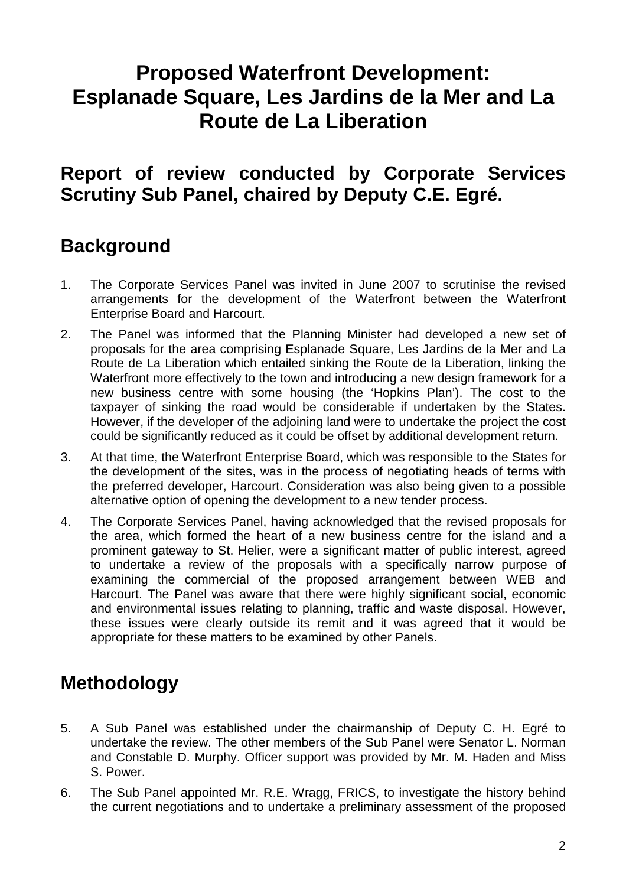# Proposed Waterfront Development: Esplanade Square, Les Jardins de la Mer and La Route de La Liberation

## Report of review conducted by Corporate Services Scrutiny Sub Panel, chaired by Deputy C.E. Egré.

## Background

1. The Corporate Services Panel was invited in June 2007 to scrutinise the revised arrangements for the development of the Waterfront between the Waterfront Enterprise Board and Harcourt.
2. The Panel was informed that the Planning Minister had developed a new set of proposals for the area comprising Esplanade Square, Les Jardins de la Mer and La Route de La Liberation which entailed sinking the Route de la Liberation, linking the Waterfront more effectively to the town and introducing a new design framework for a new business centre with some housing (the 'Hopkins Plan'). The cost to the taxpayer of sinking the road would be considerable if undertaken by the States. However, if the developer of the adjoining land were to undertake the project the cost could be significantly reduced as it could be offset by additional development return.
3. At that time, the Waterfront Enterprise Board, which was responsible to the States for the development of the sites, was in the process of negotiating heads of terms with the preferred developer, Harcourt. Consideration was also being given to a possible alternative option of opening the development to a new tender process.
4. The Corporate Services Panel, having acknowledged that the revised proposals for the area, which formed the heart of a new business centre for the island and a prominent gateway to St. Helier, were a significant matter of public interest, agreed to undertake a review of the proposals with a specifically narrow purpose of examining the commercial of the proposed arrangement between WEB and Harcourt. The Panel was aware that there were highly significant social, economic and environmental issues relating to planning, traffic and waste disposal. However, these issues were clearly outside its remit and it was agreed that it would be appropriate for these matters to be examined by other Panels.

## Methodology

5. A Sub Panel was established under the chairmanship of Deputy C. H. Egré to undertake the review. The other members of the Sub Panel were Senator L. Norman and Constable D. Murphy. Officer support was provided by Mr. M. Haden and Miss S. Power.
6. The Sub Panel appointed Mr. R.E. Wragg, FRICS, to investigate the history behind the current negotiations and to undertake a preliminary assessment of the proposed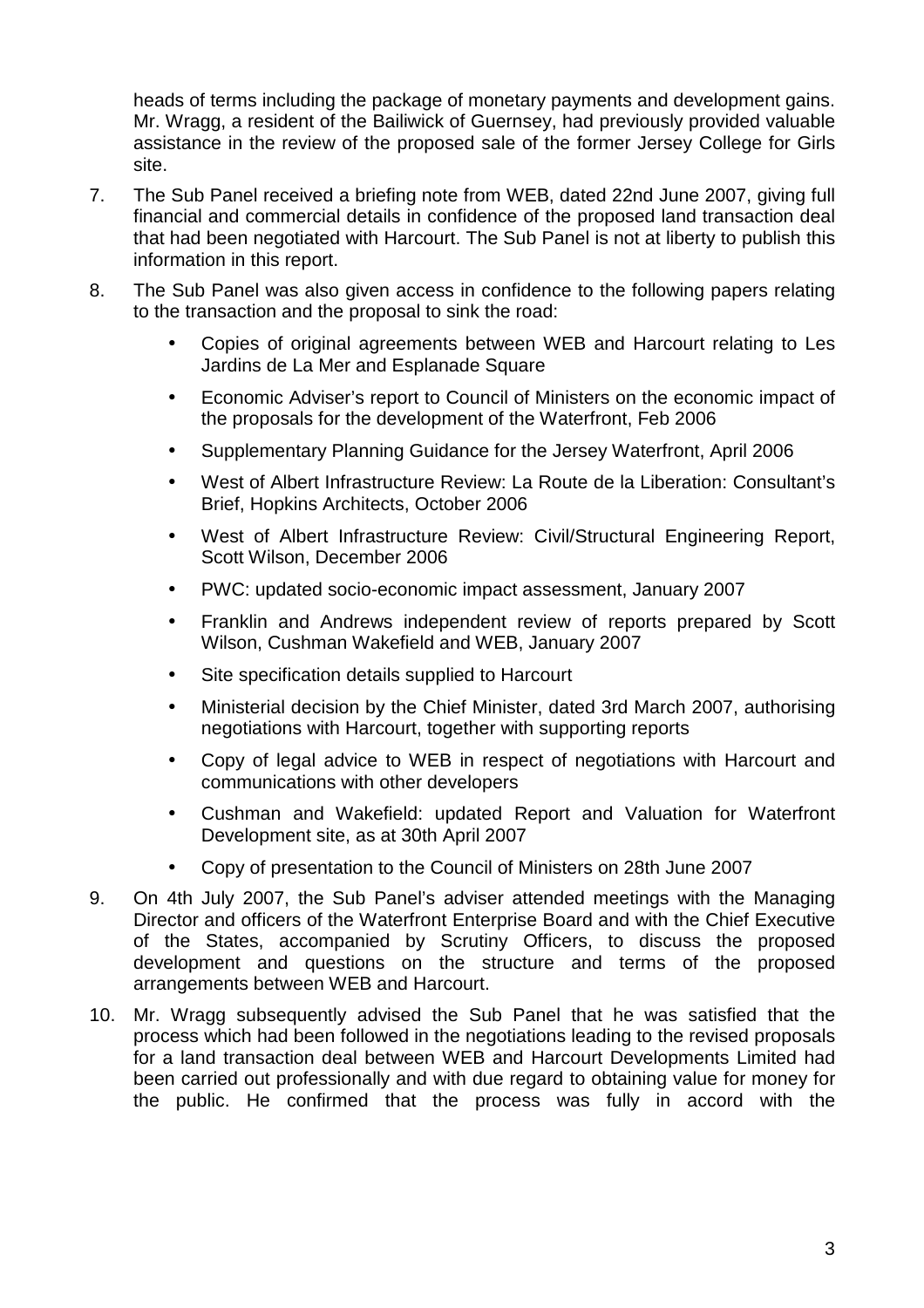heads of terms including the package of monetary payments and development gains. Mr. Wragg, a resident of the Bailiwick of Guernsey, had previously provided valuable assistance in the review of the proposed sale of the former Jersey College for Girls site.

7. The Sub Panel received a briefing note from WEB, dated 22nd June 2007, giving full financial and commercial details in confidence of the proposed land transaction deal that had been negotiated with Harcourt. The Sub Panel is not at liberty to publish this information in this report.

8. The Sub Panel was also given access in confidence to the following papers relating to the transaction and the proposal to sink the road:

   - Copies of original agreements between WEB and Harcourt relating to Les Jardins de La Mer and Esplanade Square
   - Economic Adviser's report to Council of Ministers on the economic impact of the proposals for the development of the Waterfront, Feb 2006
   - Supplementary Planning Guidance for the Jersey Waterfront, April 2006
   - West of Albert Infrastructure Review: La Route de la Liberation: Consultant's Brief, Hopkins Architects, October 2006
   - West of Albert Infrastructure Review: Civil/Structural Engineering Report, Scott Wilson, December 2006
   - PWC: updated socio-economic impact assessment, January 2007
   - Franklin and Andrews independent review of reports prepared by Scott Wilson, Cushman Wakefield and WEB, January 2007
   - Site specification details supplied to Harcourt
   - Ministerial decision by the Chief Minister, dated 3rd March 2007, authorising negotiations with Harcourt, together with supporting reports
   - Copy of legal advice to WEB in respect of negotiations with Harcourt and communications with other developers
   - Cushman and Wakefield: updated Report and Valuation for Waterfront Development site, as at 30th April 2007
   - Copy of presentation to the Council of Ministers on 28th June 2007

9. On 4th July 2007, the Sub Panel's adviser attended meetings with the Managing Director and officers of the Waterfront Enterprise Board and with the Chief Executive of the States, accompanied by Scrutiny Officers, to discuss the proposed development and questions on the structure and terms of the proposed arrangements between WEB and Harcourt.

10. Mr. Wragg subsequently advised the Sub Panel that he was satisfied that the process which had been followed in the negotiations leading to the revised proposals for a land transaction deal between WEB and Harcourt Developments Limited had been carried out professionally and with due regard to obtaining value for money for the public. He confirmed that the process was fully in accord with the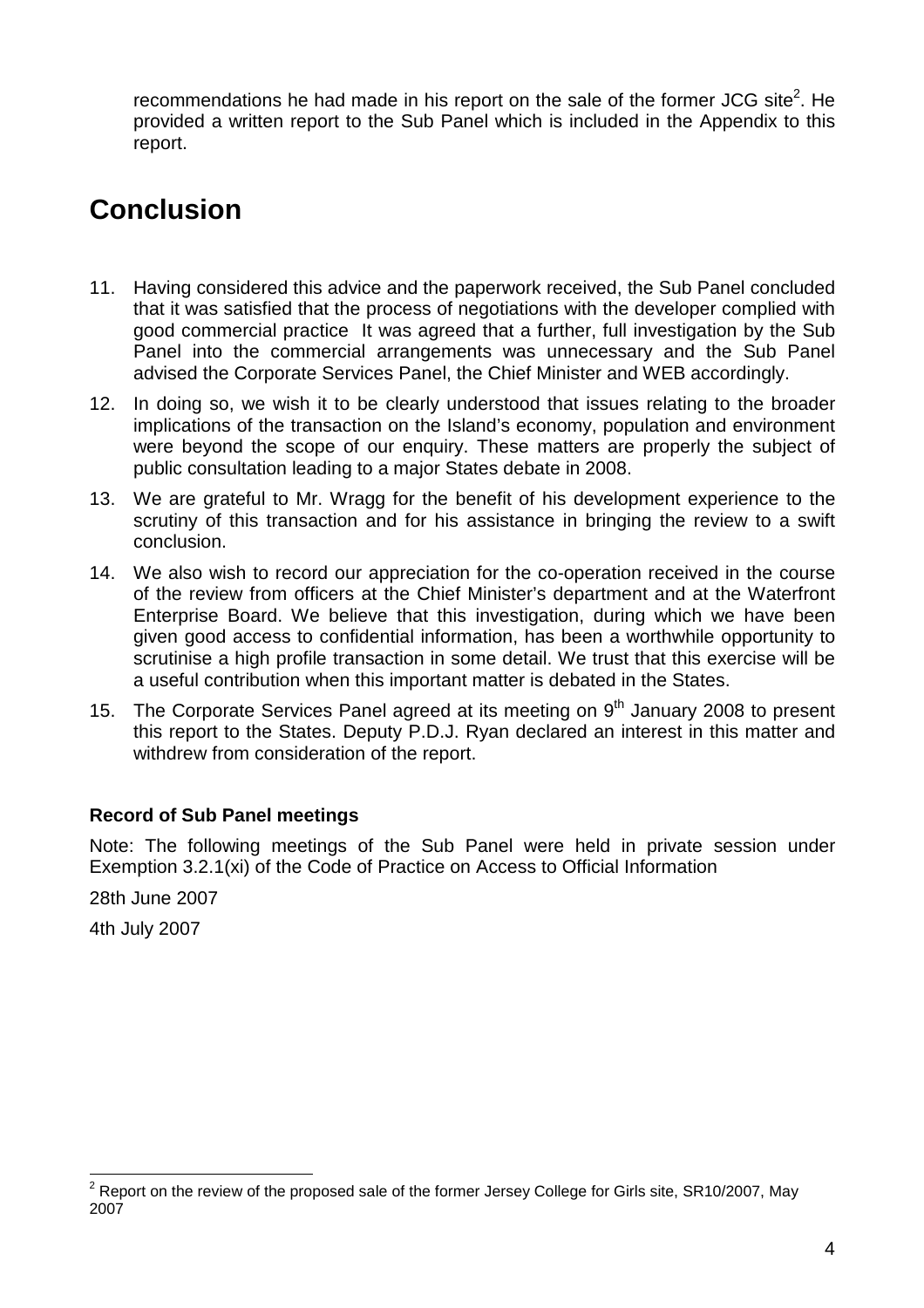recommendations he had made in his report on the sale of the former JCG site[2]. He provided a written report to the Sub Panel which is included in the Appendix to this report.

# Conclusion

11. Having considered this advice and the paperwork received, the Sub Panel concluded that it was satisfied that the process of negotiations with the developer complied with good commercial practice It was agreed that a further, full investigation by the Sub Panel into the commercial arrangements was unnecessary and the Sub Panel advised the Corporate Services Panel, the Chief Minister and WEB accordingly.

12. In doing so, we wish it to be clearly understood that issues relating to the broader implications of the transaction on the Island's economy, population and environment were beyond the scope of our enquiry. These matters are properly the subject of public consultation leading to a major States debate in 2008.

13. We are grateful to Mr. Wragg for the benefit of his development experience to the scrutiny of this transaction and for his assistance in bringing the review to a swift conclusion.

14. We also wish to record our appreciation for the co-operation received in the course of the review from officers at the Chief Minister's department and at the Waterfront Enterprise Board. We believe that this investigation, during which we have been given good access to confidential information, has been a worthwhile opportunity to scrutinise a high profile transaction in some detail. We trust that this exercise will be a useful contribution when this important matter is debated in the States.

15. The Corporate Services Panel agreed at its meeting on 9th January 2008 to present this report to the States. Deputy P.D.J. Ryan declared an interest in this matter and withdrew from consideration of the report.

**Record of Sub Panel meetings**

Note: The following meetings of the Sub Panel were held in private session under Exemption 3.2.1(xi) of the Code of Practice on Access to Official Information

28th June 2007

4th July 2007

[2] Report on the review of the proposed sale of the former Jersey College for Girls site, SR10/2007, May 2007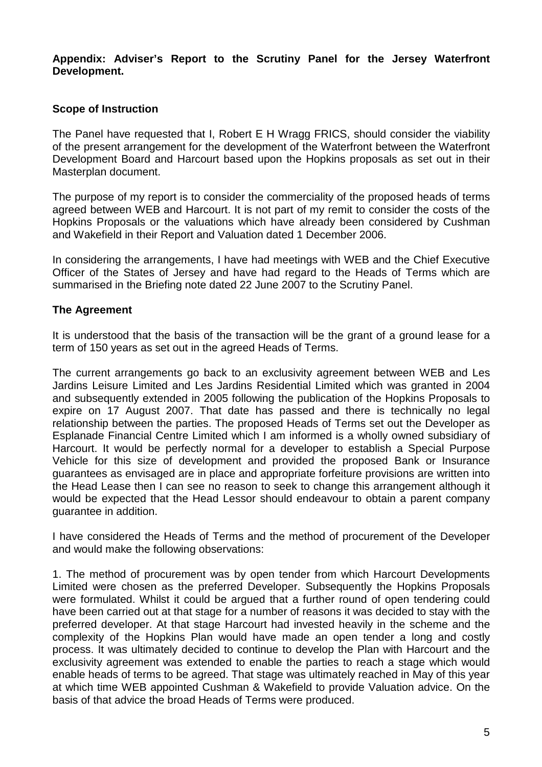**Appendix: Adviser's Report to the Scrutiny Panel for the Jersey Waterfront Development.**

**Scope of Instruction**

The Panel have requested that I, Robert E H Wragg FRICS, should consider the viability of the present arrangement for the development of the Waterfront between the Waterfront Development Board and Harcourt based upon the Hopkins proposals as set out in their Masterplan document.

The purpose of my report is to consider the commerciality of the proposed heads of terms agreed between WEB and Harcourt. It is not part of my remit to consider the costs of the Hopkins Proposals or the valuations which have already been considered by Cushman and Wakefield in their Report and Valuation dated 1 December 2006.

In considering the arrangements, I have had meetings with WEB and the Chief Executive Officer of the States of Jersey and have had regard to the Heads of Terms which are summarised in the Briefing note dated 22 June 2007 to the Scrutiny Panel.

**The Agreement**

It is understood that the basis of the transaction will be the grant of a ground lease for a term of 150 years as set out in the agreed Heads of Terms.

The current arrangements go back to an exclusivity agreement between WEB and Les Jardins Leisure Limited and Les Jardins Residential Limited which was granted in 2004 and subsequently extended in 2005 following the publication of the Hopkins Proposals to expire on 17 August 2007. That date has passed and there is technically no legal relationship between the parties. The proposed Heads of Terms set out the Developer as Esplanade Financial Centre Limited which I am informed is a wholly owned subsidiary of Harcourt. It would be perfectly normal for a developer to establish a Special Purpose Vehicle for this size of development and provided the proposed Bank or Insurance guarantees as envisaged are in place and appropriate forfeiture provisions are written into the Head Lease then I can see no reason to seek to change this arrangement although it would be expected that the Head Lessor should endeavour to obtain a parent company guarantee in addition.

I have considered the Heads of Terms and the method of procurement of the Developer and would make the following observations:

1. The method of procurement was by open tender from which Harcourt Developments Limited were chosen as the preferred Developer. Subsequently the Hopkins Proposals were formulated. Whilst it could be argued that a further round of open tendering could have been carried out at that stage for a number of reasons it was decided to stay with the preferred developer. At that stage Harcourt had invested heavily in the scheme and the complexity of the Hopkins Plan would have made an open tender a long and costly process. It was ultimately decided to continue to develop the Plan with Harcourt and the exclusivity agreement was extended to enable the parties to reach a stage which would enable heads of terms to be agreed. That stage was ultimately reached in May of this year at which time WEB appointed Cushman & Wakefield to provide Valuation advice. On the basis of that advice the broad Heads of Terms were produced.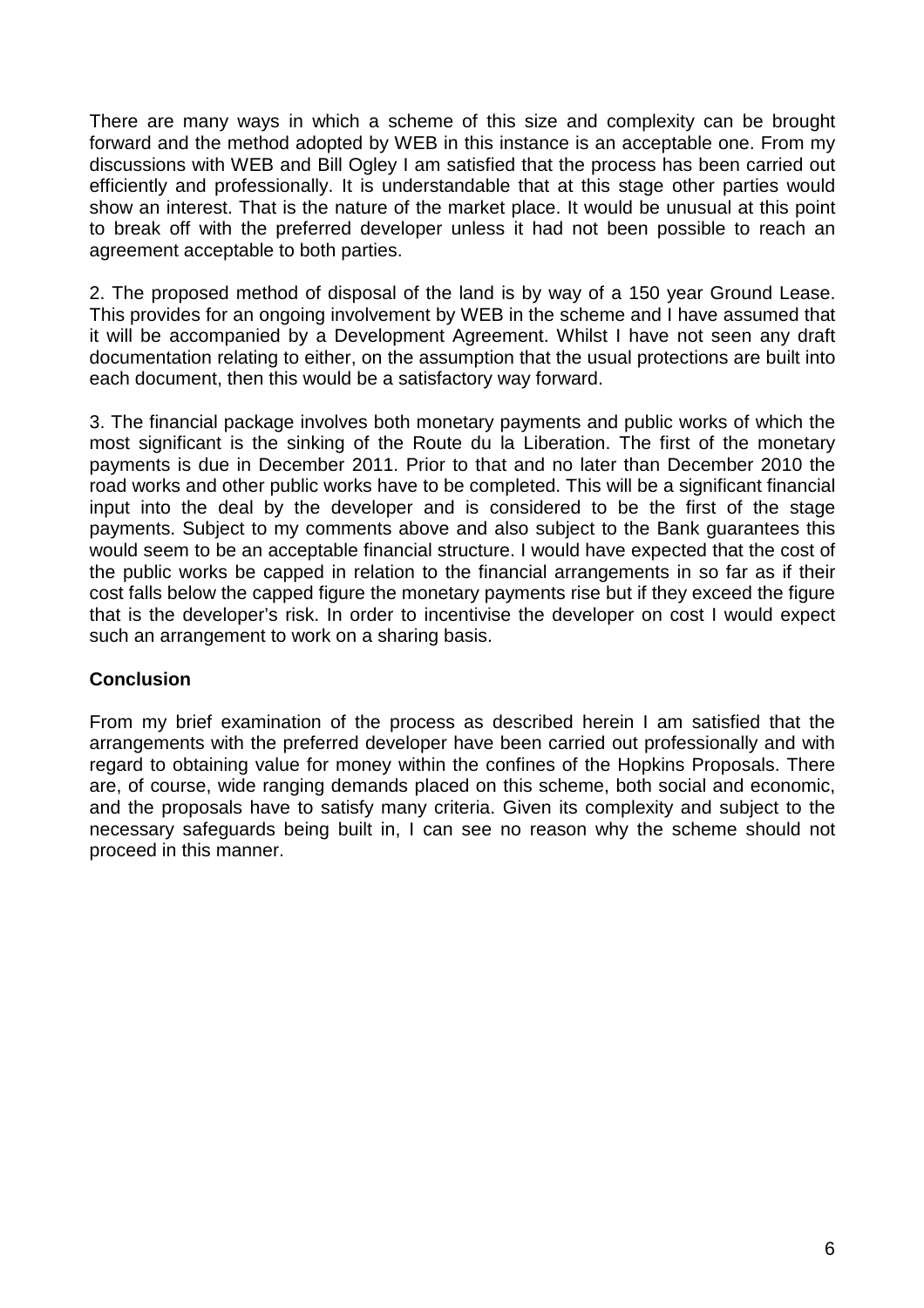There are many ways in which a scheme of this size and complexity can be brought forward and the method adopted by WEB in this instance is an acceptable one. From my discussions with WEB and Bill Ogley I am satisfied that the process has been carried out efficiently and professionally. It is understandable that at this stage other parties would show an interest. That is the nature of the market place. It would be unusual at this point to break off with the preferred developer unless it had not been possible to reach an agreement acceptable to both parties.

2. The proposed method of disposal of the land is by way of a 150 year Ground Lease. This provides for an ongoing involvement by WEB in the scheme and I have assumed that it will be accompanied by a Development Agreement. Whilst I have not seen any draft documentation relating to either, on the assumption that the usual protections are built into each document, then this would be a satisfactory way forward.

3. The financial package involves both monetary payments and public works of which the most significant is the sinking of the Route du la Liberation. The first of the monetary payments is due in December 2011. Prior to that and no later than December 2010 the road works and other public works have to be completed. This will be a significant financial input into the deal by the developer and is considered to be the first of the stage payments. Subject to my comments above and also subject to the Bank guarantees this would seem to be an acceptable financial structure. I would have expected that the cost of the public works be capped in relation to the financial arrangements in so far as if their cost falls below the capped figure the monetary payments rise but if they exceed the figure that is the developer's risk. In order to incentivise the developer on cost I would expect such an arrangement to work on a sharing basis.

**Conclusion**

From my brief examination of the process as described herein I am satisfied that the arrangements with the preferred developer have been carried out professionally and with regard to obtaining value for money within the confines of the Hopkins Proposals. There are, of course, wide ranging demands placed on this scheme, both social and economic, and the proposals have to satisfy many criteria. Given its complexity and subject to the necessary safeguards being built in, I can see no reason why the scheme should not proceed in this manner.